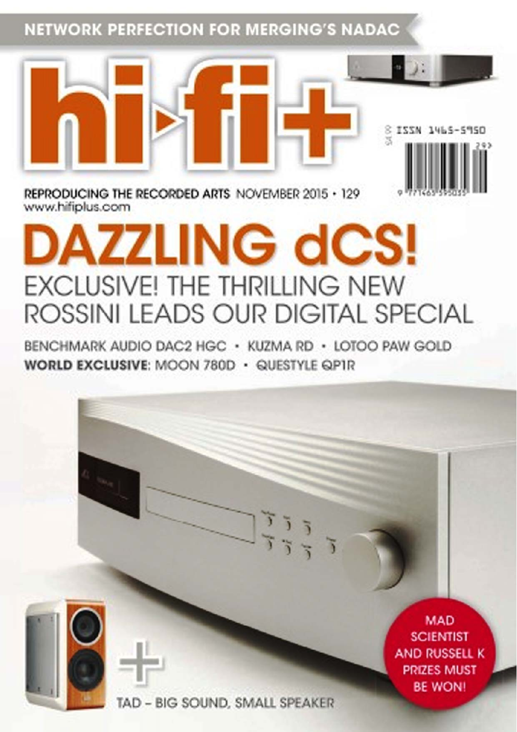NETWORK PERFECTION FOR MERGING'S NADAC

# hi-fi+

ISSN 1465-5950

REPRODUCING THE RECORDED ARTS NOVEMBER 2015 • 129
www.hifiplus.com

# DAZZLING dCS!

## EXCLUSIVE! THE THRILLING NEW ROSSINI LEADS OUR DIGITAL SPECIAL

BENCHMARK AUDIO DAC2 HGC • KUZMA RD • LOTOO PAW GOLD

**WORLD EXCLUSIVE**: MOON 780D • QUESTYLE QP1R

MAD SCIENTIST AND RUSSELL K PRIZES MUST BE WON!

+ TAD – BIG SOUND, SMALL SPEAKER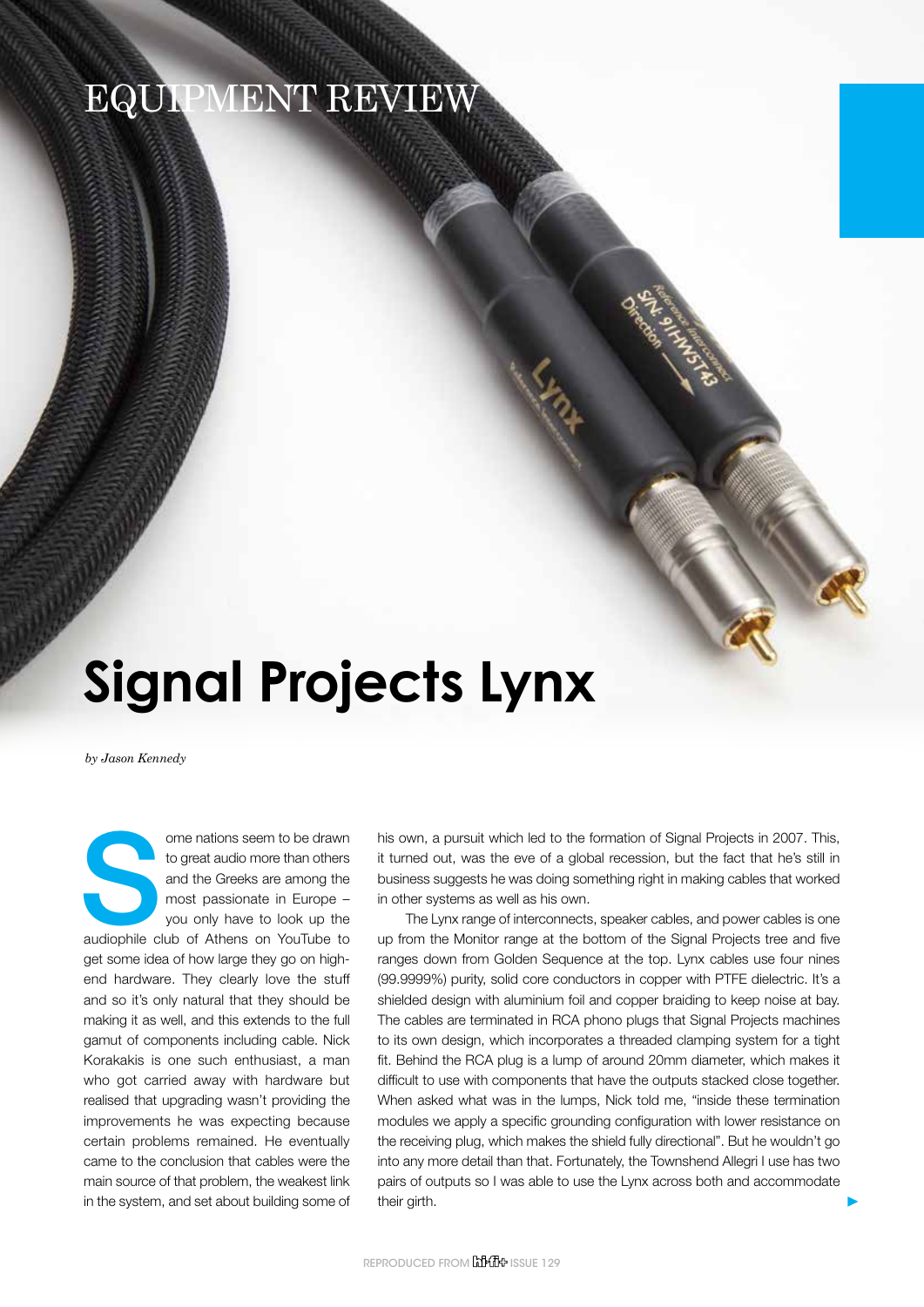EQUIPMENT REVIEW

# Signal Projects Lynx

*by Jason Kennedy*

Some nations seem to be drawn to great audio more than others and the Greeks are among the most passionate in Europe – you only have to look up the audiophile club of Athens on YouTube to get some idea of how large they go on high-end hardware. They clearly love the stuff and so it's only natural that they should be making it as well, and this extends to the full gamut of components including cable. Nick Korakakis is one such enthusiast, a man who got carried away with hardware but realised that upgrading wasn't providing the improvements he was expecting because certain problems remained. He eventually came to the conclusion that cables were the main source of that problem, the weakest link in the system, and set about building some of his own, a pursuit which led to the formation of Signal Projects in 2007. This, it turned out, was the eve of a global recession, but the fact that he's still in business suggests he was doing something right in making cables that worked in other systems as well as his own.

The Lynx range of interconnects, speaker cables, and power cables is one up from the Monitor range at the bottom of the Signal Projects tree and five ranges down from Golden Sequence at the top. Lynx cables use four nines (99.9999%) purity, solid core conductors in copper with PTFE dielectric. It's a shielded design with aluminium foil and copper braiding to keep noise at bay. The cables are terminated in RCA phono plugs that Signal Projects machines to its own design, which incorporates a threaded clamping system for a tight fit. Behind the RCA plug is a lump of around 20mm diameter, which makes it difficult to use with components that have the outputs stacked close together. When asked what was in the lumps, Nick told me, "inside these termination modules we apply a specific grounding configuration with lower resistance on the receiving plug, which makes the shield fully directional". But he wouldn't go into any more detail than that. Fortunately, the Townshend Allegri I use has two pairs of outputs so I was able to use the Lynx across both and accommodate their girth.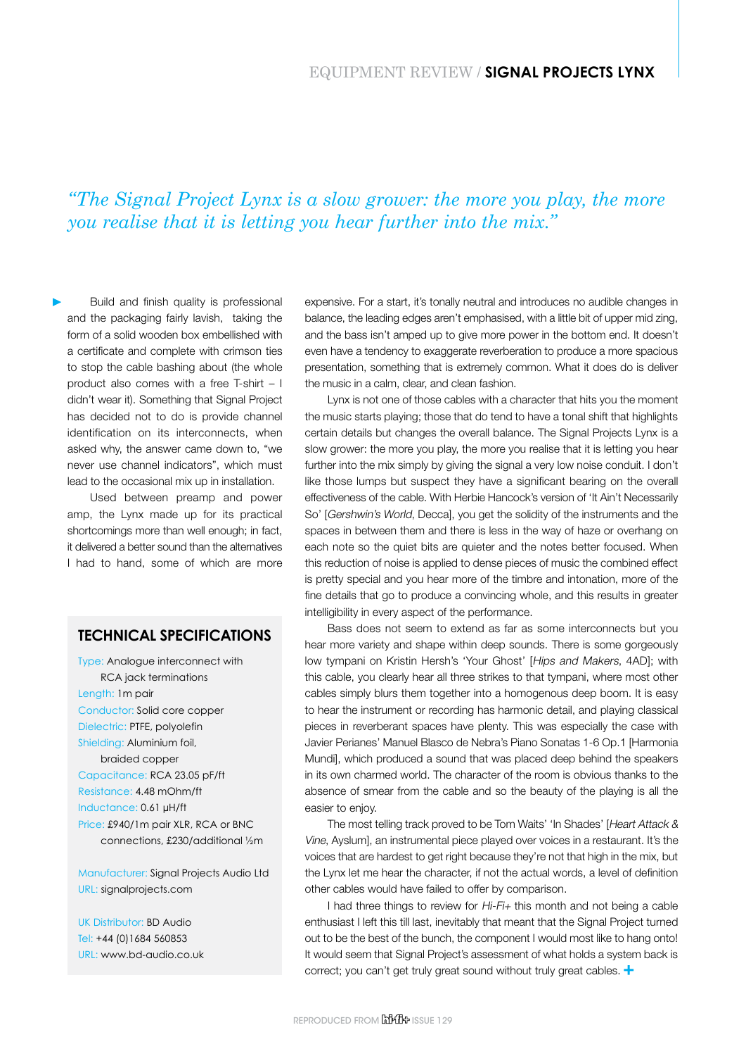*"The Signal Project Lynx is a slow grower: the more you play, the more you realise that it is letting you hear further into the mix."*

Build and finish quality is professional and the packaging fairly lavish, taking the form of a solid wooden box embellished with a certificate and complete with crimson ties to stop the cable bashing about (the whole product also comes with a free T-shirt – I didn't wear it). Something that Signal Project has decided not to do is provide channel identification on its interconnects, when asked why, the answer came down to, "we never use channel indicators", which must lead to the occasional mix up in installation.

Used between preamp and power amp, the Lynx made up for its practical shortcomings more than well enough; in fact, it delivered a better sound than the alternatives I had to hand, some of which are more expensive. For a start, it's tonally neutral and introduces no audible changes in balance, the leading edges aren't emphasised, with a little bit of upper mid zing, and the bass isn't amped up to give more power in the bottom end. It doesn't even have a tendency to exaggerate reverberation to produce a more spacious presentation, something that is extremely common. What it does do is deliver the music in a calm, clear, and clean fashion.

Lynx is not one of those cables with a character that hits you the moment the music starts playing; those that do tend to have a tonal shift that highlights certain details but changes the overall balance. The Signal Projects Lynx is a slow grower: the more you play, the more you realise that it is letting you hear further into the mix simply by giving the signal a very low noise conduit. I don't like those lumps but suspect they have a significant bearing on the overall effectiveness of the cable. With Herbie Hancock's version of 'It Ain't Necessarily So' [*Gershwin's World*, Decca], you get the solidity of the instruments and the spaces in between them and there is less in the way of haze or overhang on each note so the quiet bits are quieter and the notes better focused. When this reduction of noise is applied to dense pieces of music the combined effect is pretty special and you hear more of the timbre and intonation, more of the fine details that go to produce a convincing whole, and this results in greater intelligibility in every aspect of the performance.

Bass does not seem to extend as far as some interconnects but you hear more variety and shape within deep sounds. There is some gorgeously low tympani on Kristin Hersh's 'Your Ghost' [*Hips and Makers*, 4AD]; with this cable, you clearly hear all three strikes to that tympani, where most other cables simply blurs them together into a homogenous deep boom. It is easy to hear the instrument or recording has harmonic detail, and playing classical pieces in reverberant spaces have plenty. This was especially the case with Javier Perianes' Manuel Blasco de Nebra's Piano Sonatas 1-6 Op.1 [Harmonia Mundi], which produced a sound that was placed deep behind the speakers in its own charmed world. The character of the room is obvious thanks to the absence of smear from the cable and so the beauty of the playing is all the easier to enjoy.

The most telling track proved to be Tom Waits' 'In Shades' [*Heart Attack & Vine*, Ayslum], an instrumental piece played over voices in a restaurant. It's the voices that are hardest to get right because they're not that high in the mix, but the Lynx let me hear the character, if not the actual words, a level of definition other cables would have failed to offer by comparison.

I had three things to review for *Hi-Fi+* this month and not being a cable enthusiast I left this till last, inevitably that meant that the Signal Project turned out to be the best of the bunch, the component I would most like to hang onto! It would seem that Signal Project's assessment of what holds a system back is correct; you can't get truly great sound without truly great cables. +

## TECHNICAL SPECIFICATIONS

Type: Analogue interconnect with RCA jack terminations
Length: 1m pair
Conductor: Solid core copper
Dielectric: PTFE, polyolefin
Shielding: Aluminium foil, braided copper
Capacitance: RCA 23.05 pF/ft
Resistance: 4.48 mOhm/ft
Inductance: 0.61 μH/ft
Price: £940/1m pair XLR, RCA or BNC connections, £230/additional ½m

Manufacturer: Signal Projects Audio Ltd
URL: signalprojects.com

UK Distributor: BD Audio
Tel: +44 (0)1684 560853
URL: www.bd-audio.co.uk